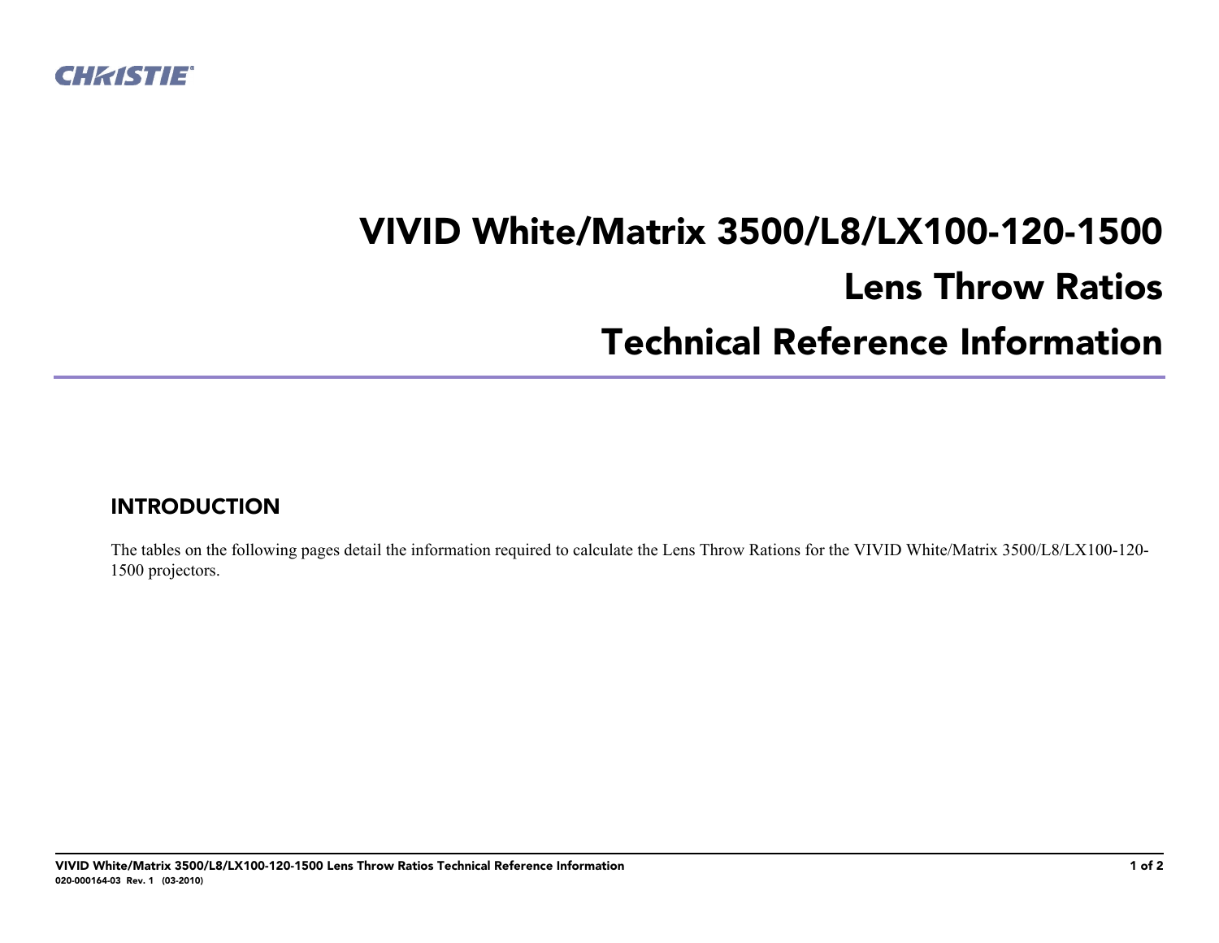CHRISTIE

# VIVID White/Matrix 3500/L8/LX100-120-1500
# Lens Throw Ratios
# Technical Reference Information

## INTRODUCTION

The tables on the following pages detail the information required to calculate the Lens Throw Rations for the VIVID White/Matrix 3500/L8/LX100-120-1500 projectors.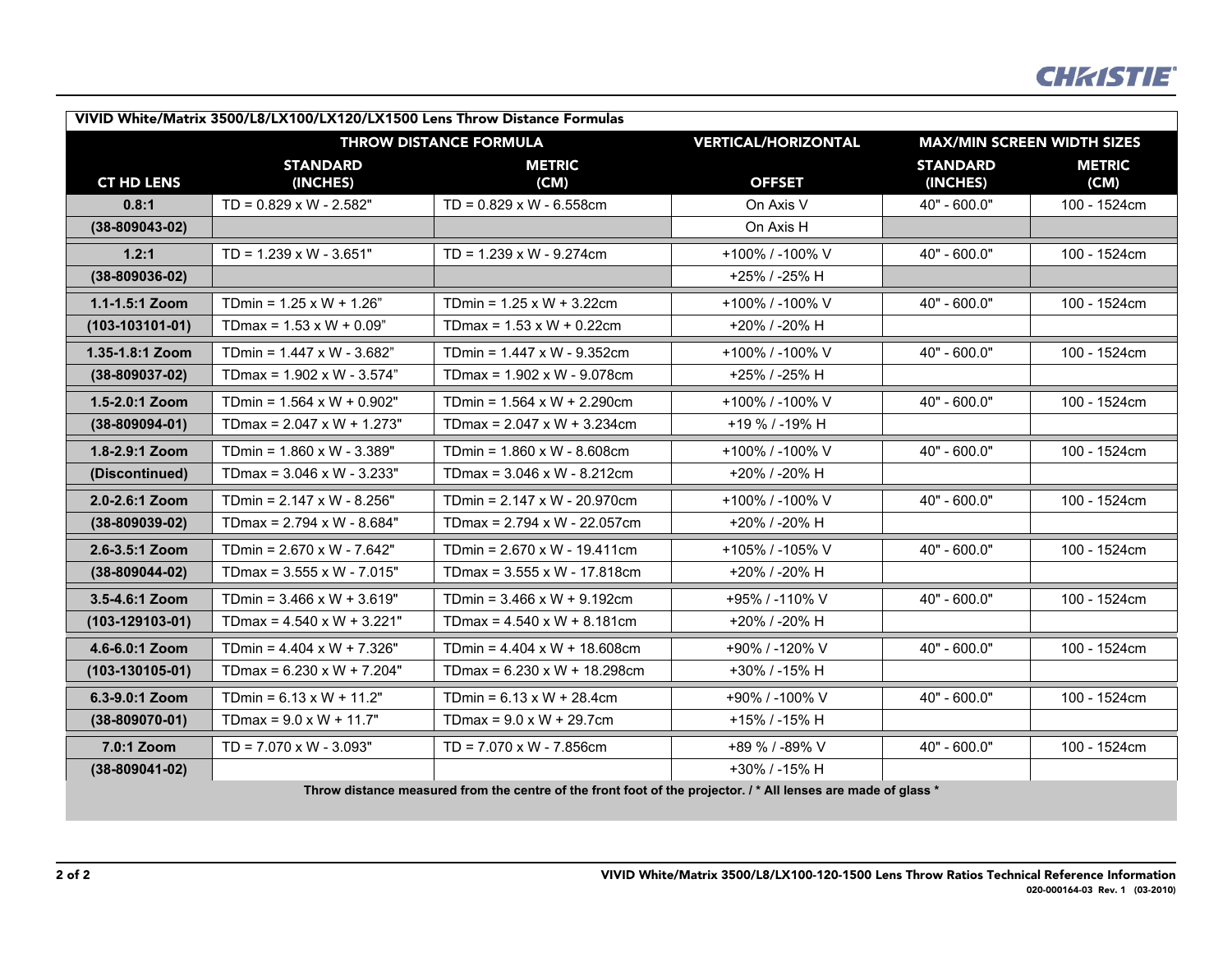| VIVID White/Matrix 3500/L8/LX100/LX120/LX1500 Lens Throw Distance Formulas | | | | | |
|---|---|---|---|---|---|
| | THROW DISTANCE FORMULA | | VERTICAL/HORIZONTAL | MAX/MIN SCREEN WIDTH SIZES | |
| CT HD LENS | STANDARD (INCHES) | METRIC (CM) | OFFSET | STANDARD (INCHES) | METRIC (CM) |
| **0.8:1** | TD = 0.829 x W - 2.582" | TD = 0.829 x W - 6.558cm | On Axis V | 40" - 600.0" | 100 - 1524cm |
| **(38-809043-02)** | | | On Axis H | | |
| **1.2:1** | TD = 1.239 x W - 3.651" | TD = 1.239 x W - 9.274cm | +100% / -100% V | 40" - 600.0" | 100 - 1524cm |
| **(38-809036-02)** | | | +25% / -25% H | | |
| **1.1-1.5:1 Zoom** | TDmin = 1.25 x W + 1.26" | TDmin = 1.25 x W + 3.22cm | +100% / -100% V | 40" - 600.0" | 100 - 1524cm |
| **(103-103101-01)** | TDmax = 1.53 x W + 0.09" | TDmax = 1.53 x W + 0.22cm | +20% / -20% H | | |
| **1.35-1.8:1 Zoom** | TDmin = 1.447 x W - 3.682" | TDmin = 1.447 x W - 9.352cm | +100% / -100% V | 40" - 600.0" | 100 - 1524cm |
| **(38-809037-02)** | TDmax = 1.902 x W - 3.574" | TDmax = 1.902 x W - 9.078cm | +25% / -25% H | | |
| **1.5-2.0:1 Zoom** | TDmin = 1.564 x W + 0.902" | TDmin = 1.564 x W + 2.290cm | +100% / -100% V | 40" - 600.0" | 100 - 1524cm |
| **(38-809094-01)** | TDmax = 2.047 x W + 1.273" | TDmax = 2.047 x W + 3.234cm | +19 % / -19% H | | |
| **1.8-2.9:1 Zoom** | TDmin = 1.860 x W - 3.389" | TDmin = 1.860 x W - 8.608cm | +100% / -100% V | 40" - 600.0" | 100 - 1524cm |
| **(Discontinued)** | TDmax = 3.046 x W - 3.233" | TDmax = 3.046 x W - 8.212cm | +20% / -20% H | | |
| **2.0-2.6:1 Zoom** | TDmin = 2.147 x W - 8.256" | TDmin = 2.147 x W - 20.970cm | +100% / -100% V | 40" - 600.0" | 100 - 1524cm |
| **(38-809039-02)** | TDmax = 2.794 x W - 8.684" | TDmax = 2.794 x W - 22.057cm | +20% / -20% H | | |
| **2.6-3.5:1 Zoom** | TDmin = 2.670 x W - 7.642" | TDmin = 2.670 x W - 19.411cm | +105% / -105% V | 40" - 600.0" | 100 - 1524cm |
| **(38-809044-02)** | TDmax = 3.555 x W - 7.015" | TDmax = 3.555 x W - 17.818cm | +20% / -20% H | | |
| **3.5-4.6:1 Zoom** | TDmin = 3.466 x W + 3.619" | TDmin = 3.466 x W + 9.192cm | +95% / -110% V | 40" - 600.0" | 100 - 1524cm |
| **(103-129103-01)** | TDmax = 4.540 x W + 3.221" | TDmax = 4.540 x W + 8.181cm | +20% / -20% H | | |
| **4.6-6.0:1 Zoom** | TDmin = 4.404 x W + 7.326" | TDmin = 4.404 x W + 18.608cm | +90% / -120% V | 40" - 600.0" | 100 - 1524cm |
| **(103-130105-01)** | TDmax = 6.230 x W + 7.204" | TDmax = 6.230 x W + 18.298cm | +30% / -15% H | | |
| **6.3-9.0:1 Zoom** | TDmin = 6.13 x W + 11.2" | TDmin = 6.13 x W + 28.4cm | +90% / -100% V | 40" - 600.0" | 100 - 1524cm |
| **(38-809070-01)** | TDmax = 9.0 x W + 11.7" | TDmax = 9.0 x W + 29.7cm | +15% / -15% H | | |
| **7.0:1 Zoom** | TD = 7.070 x W - 3.093" | TD = 7.070 x W - 7.856cm | +89 % / -89% V | 40" - 600.0" | 100 - 1524cm |
| **(38-809041-02)** | | | +30% / -15% H | | |

**Throw distance measured from the centre of the front foot of the projector. / * All lenses are made of glass ***

VIVID White/Matrix 3500/L8/LX100-120-1500 Lens Throw Ratios Technical Reference Information
020-000164-03 Rev. 1 (03-2010)